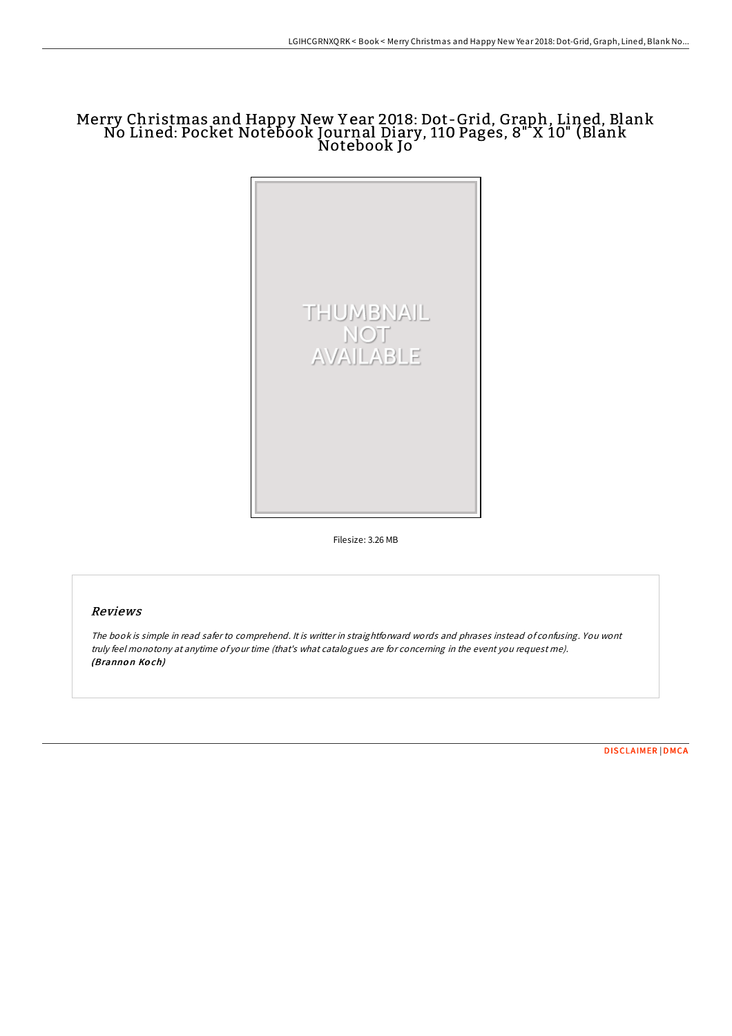# Merry Christmas and Happy New Year 2018: Dot-Grid, Graph, Lined, Blank No Lined: Pocket Notebook Journal Diary, 110 Pages, 8" X 10" (Blank Notebook Jo

THUMBNAIL NOT AVAILABLE

Filesize: 3.26 MB

## Reviews

*The book is simple in read safer to comprehend. It is writter in straightforward words and phrases instead of confusing. You wont truly feel monotony at anytime of your time (that's what catalogues are for concerning in the event you request me).* ***(Brannon Koch)***

[DISCLAIMER](#) | [DMCA](#)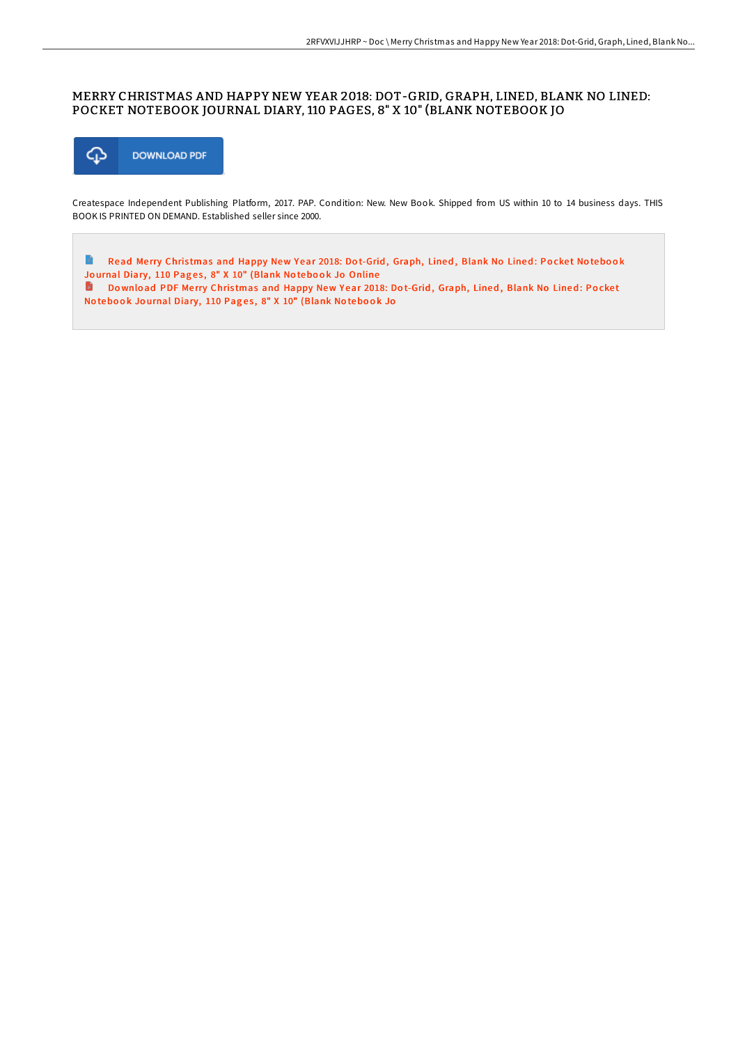# MERRY CHRISTMAS AND HAPPY NEW YEAR 2018: DOT-GRID, GRAPH, LINED, BLANK NO LINED: POCKET NOTEBOOK JOURNAL DIARY, 110 PAGES, 8" X 10" (BLANK NOTEBOOK JO

DOWNLOAD PDF

Createspace Independent Publishing Platform, 2017. PAP. Condition: New. New Book. Shipped from US within 10 to 14 business days. THIS BOOK IS PRINTED ON DEMAND. Established seller since 2000.

Read Merry Christmas and Happy New Year 2018: Dot-Grid, Graph, Lined, Blank No Lined: Pocket Notebook Journal Diary, 110 Pages, 8" X 10" (Blank Notebook Jo Online

Download PDF Merry Christmas and Happy New Year 2018: Dot-Grid, Graph, Lined, Blank No Lined: Pocket Notebook Journal Diary, 110 Pages, 8" X 10" (Blank Notebook Jo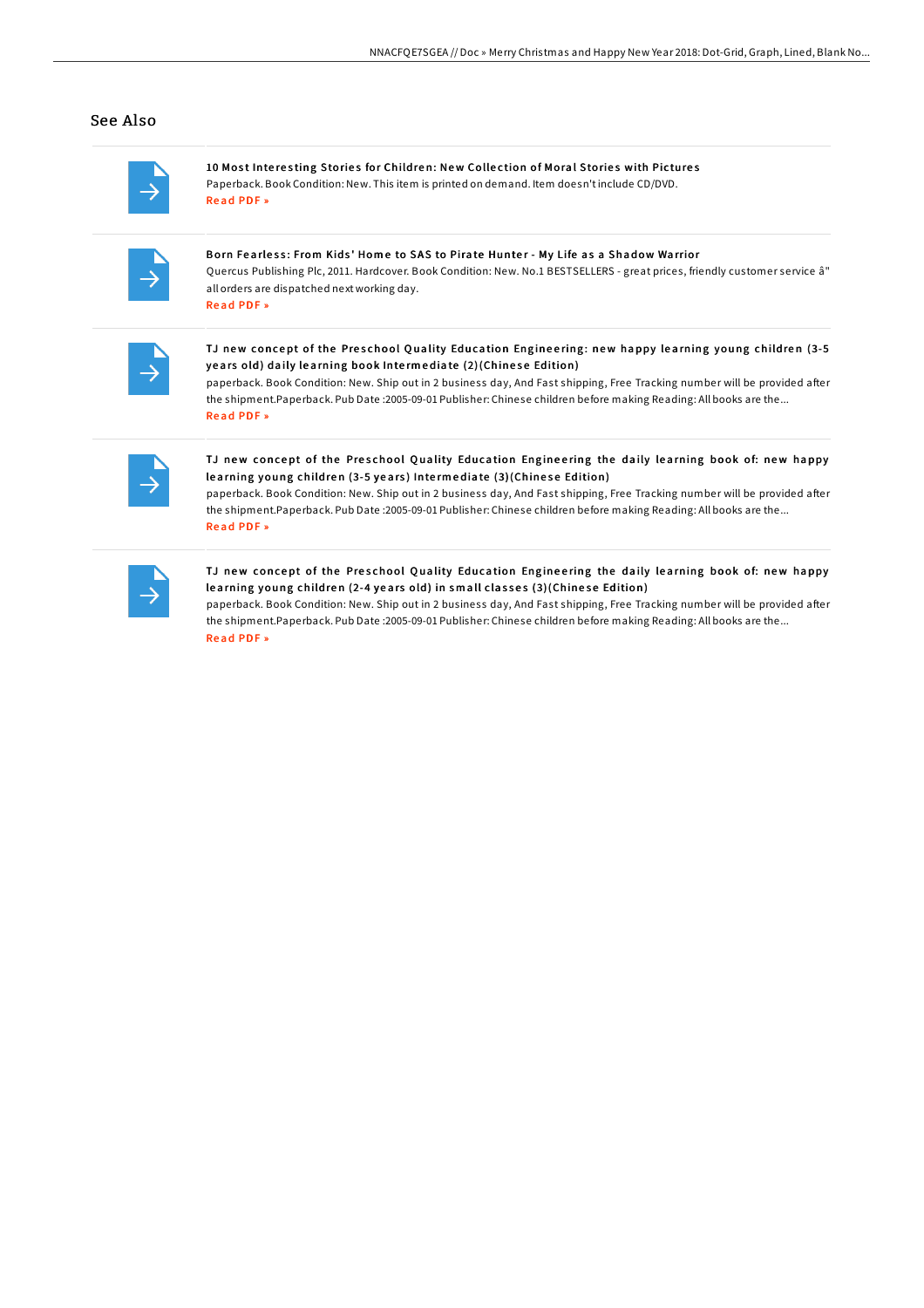## See Also

**10 Most Interesting Stories for Children: New Collection of Moral Stories with Pictures**

Paperback. Book Condition: New. This item is printed on demand. Item doesn't include CD/DVD.

Read PDF »

**Born Fearless: From Kids' Home to SAS to Pirate Hunter - My Life as a Shadow Warrior**

Quercus Publishing Plc, 2011. Hardcover. Book Condition: New. No.1 BESTSELLERS - great prices, friendly customer service â" all orders are dispatched next working day.

Read PDF »

**TJ new concept of the Preschool Quality Education Engineering: new happy learning young children (3-5 years old) daily learning book Intermediate (2)(Chinese Edition)**

paperback. Book Condition: New. Ship out in 2 business day, And Fast shipping, Free Tracking number will be provided after the shipment.Paperback. Pub Date :2005-09-01 Publisher: Chinese children before making Reading: All books are the...

Read PDF »

**TJ new concept of the Preschool Quality Education Engineering the daily learning book of: new happy learning young children (3-5 years) Intermediate (3)(Chinese Edition)**

paperback. Book Condition: New. Ship out in 2 business day, And Fast shipping, Free Tracking number will be provided after the shipment.Paperback. Pub Date :2005-09-01 Publisher: Chinese children before making Reading: All books are the...

Read PDF »

**TJ new concept of the Preschool Quality Education Engineering the daily learning book of: new happy learning young children (2-4 years old) in small classes (3)(Chinese Edition)**

paperback. Book Condition: New. Ship out in 2 business day, And Fast shipping, Free Tracking number will be provided after the shipment.Paperback. Pub Date :2005-09-01 Publisher: Chinese children before making Reading: All books are the...

Read PDF »